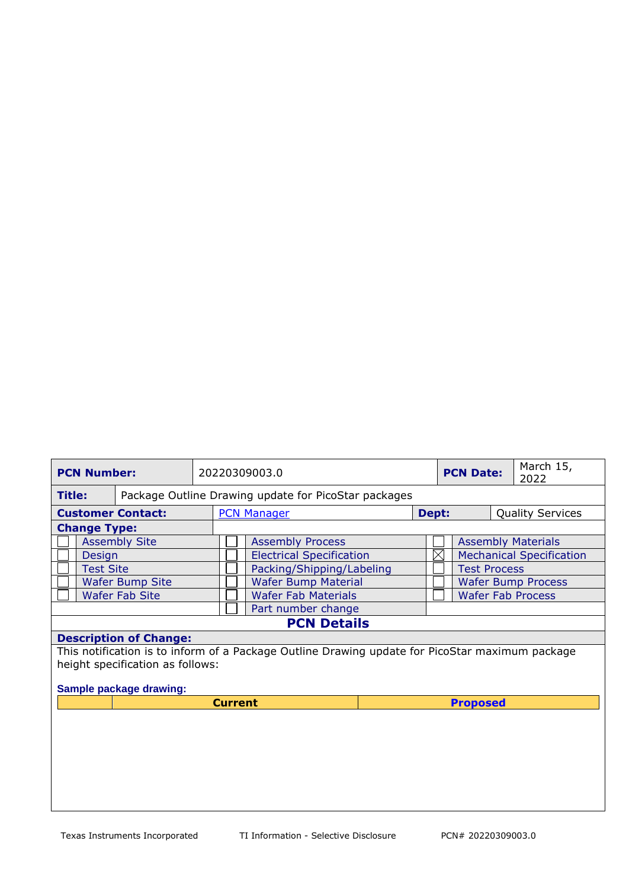| **PCN Number:** | 20220309003.0 | **PCN Date:** | March 15, 2022 |
|---|---|---|---|

| **Title:** | Package Outline Drawing update for PicoStar packages |
|---|---|

| **Customer Contact:** | PCN Manager | **Dept:** | Quality Services |
|---|---|---|---|

**Change Type:**

| | | | | | |
|---|---|---|---|---|---|
| ☐ | Assembly Site | ☐ | Assembly Process | ☐ | Assembly Materials |
| ☐ | Design | ☐ | Electrical Specification | ☒ | Mechanical Specification |
| ☐ | Test Site | ☐ | Packing/Shipping/Labeling | ☐ | Test Process |
| ☐ | Wafer Bump Site | ☐ | Wafer Bump Material | ☐ | Wafer Bump Process |
| ☐ | Wafer Fab Site | ☐ | Wafer Fab Materials | ☐ | Wafer Fab Process |
| | | ☐ | Part number change | | |

## PCN Details

**Description of Change:**

This notification is to inform of a Package Outline Drawing update for PicoStar maximum package height specification as follows:

**Sample package drawing:**

| | **Current** | **Proposed** |
|---|---|---|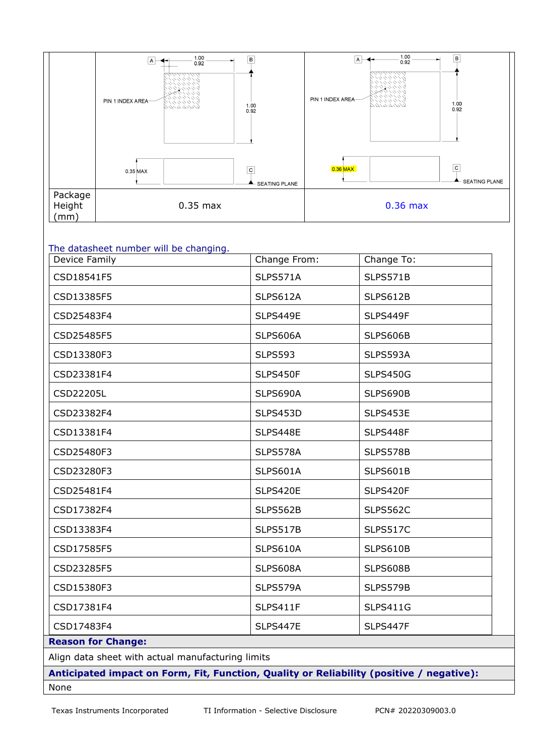| | | |
|---|---|---|
| | A 1.00 0.92 B PIN 1 INDEX AREA 1.00 0.92 0.35 MAX C SEATING PLANE | A 1.00 0.92 B PIN 1 INDEX AREA 1.00 0.92 0.36 MAX C SEATING PLANE |
| Package Height (mm) | 0.35 max | 0.36 max |

The datasheet number will be changing.

| Device Family | Change From: | Change To: |
|---|---|---|
| CSD18541F5 | SLPS571A | SLPS571B |
| CSD13385F5 | SLPS612A | SLPS612B |
| CSD25483F4 | SLPS449E | SLPS449F |
| CSD25485F5 | SLPS606A | SLPS606B |
| CSD13380F3 | SLPS593 | SLPS593A |
| CSD23381F4 | SLPS450F | SLPS450G |
| CSD22205L | SLPS690A | SLPS690B |
| CSD23382F4 | SLPS453D | SLPS453E |
| CSD13381F4 | SLPS448E | SLPS448F |
| CSD25480F3 | SLPS578A | SLPS578B |
| CSD23280F3 | SLPS601A | SLPS601B |
| CSD25481F4 | SLPS420E | SLPS420F |
| CSD17382F4 | SLPS562B | SLPS562C |
| CSD13383F4 | SLPS517B | SLPS517C |
| CSD17585F5 | SLPS610A | SLPS610B |
| CSD23285F5 | SLPS608A | SLPS608B |
| CSD15380F3 | SLPS579A | SLPS579B |
| CSD17381F4 | SLPS411F | SLPS411G |
| CSD17483F4 | SLPS447E | SLPS447F |

**Reason for Change:**

Align data sheet with actual manufacturing limits

**Anticipated impact on Form, Fit, Function, Quality or Reliability (positive / negative):**

None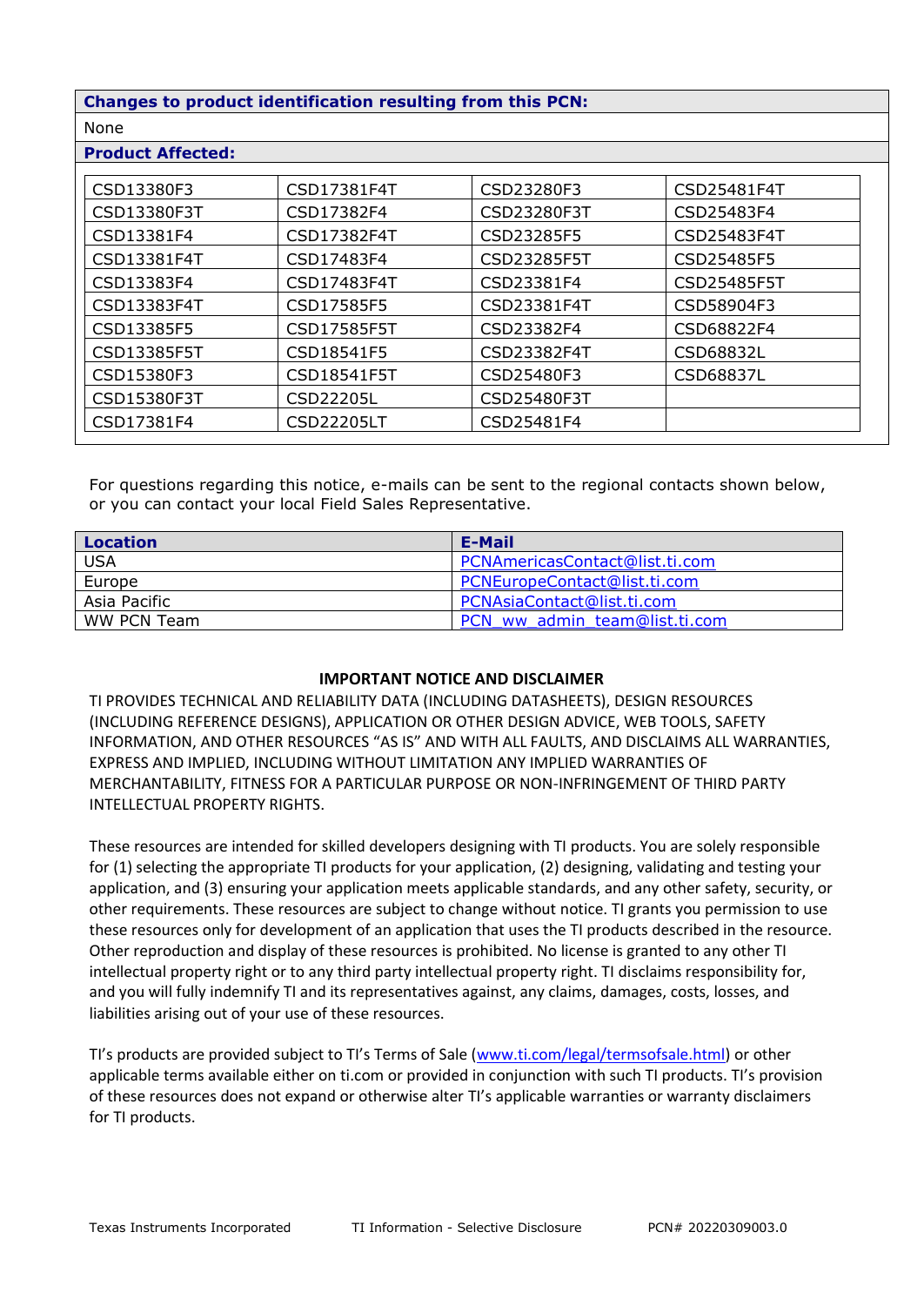**Changes to product identification resulting from this PCN:**

None

**Product Affected:**

| | | | |
|---|---|---|---|
| CSD13380F3 | CSD17381F4T | CSD23280F3 | CSD25481F4T |
| CSD13380F3T | CSD17382F4 | CSD23280F3T | CSD25483F4 |
| CSD13381F4 | CSD17382F4T | CSD23285F5 | CSD25483F4T |
| CSD13381F4T | CSD17483F4 | CSD23285F5T | CSD25485F5 |
| CSD13383F4 | CSD17483F4T | CSD23381F4 | CSD25485F5T |
| CSD13383F4T | CSD17585F5 | CSD23381F4T | CSD58904F3 |
| CSD13385F5 | CSD17585F5T | CSD23382F4 | CSD68822F4 |
| CSD13385F5T | CSD18541F5 | CSD23382F4T | CSD68832L |
| CSD15380F3 | CSD18541F5T | CSD25480F3 | CSD68837L |
| CSD15380F3T | CSD22205L | CSD25480F3T | |
| CSD17381F4 | CSD22205LT | CSD25481F4 | |

For questions regarding this notice, e-mails can be sent to the regional contacts shown below, or you can contact your local Field Sales Representative.

| Location | E-Mail |
|---|---|
| USA | PCNAmericasContact@list.ti.com |
| Europe | PCNEuropeContact@list.ti.com |
| Asia Pacific | PCNAsiaContact@list.ti.com |
| WW PCN Team | PCN_ww_admin_team@list.ti.com |

**IMPORTANT NOTICE AND DISCLAIMER**

TI PROVIDES TECHNICAL AND RELIABILITY DATA (INCLUDING DATASHEETS), DESIGN RESOURCES (INCLUDING REFERENCE DESIGNS), APPLICATION OR OTHER DESIGN ADVICE, WEB TOOLS, SAFETY INFORMATION, AND OTHER RESOURCES "AS IS" AND WITH ALL FAULTS, AND DISCLAIMS ALL WARRANTIES, EXPRESS AND IMPLIED, INCLUDING WITHOUT LIMITATION ANY IMPLIED WARRANTIES OF MERCHANTABILITY, FITNESS FOR A PARTICULAR PURPOSE OR NON-INFRINGEMENT OF THIRD PARTY INTELLECTUAL PROPERTY RIGHTS.

These resources are intended for skilled developers designing with TI products. You are solely responsible for (1) selecting the appropriate TI products for your application, (2) designing, validating and testing your application, and (3) ensuring your application meets applicable standards, and any other safety, security, or other requirements. These resources are subject to change without notice. TI grants you permission to use these resources only for development of an application that uses the TI products described in the resource. Other reproduction and display of these resources is prohibited. No license is granted to any other TI intellectual property right or to any third party intellectual property right. TI disclaims responsibility for, and you will fully indemnify TI and its representatives against, any claims, damages, costs, losses, and liabilities arising out of your use of these resources.

TI's products are provided subject to TI's Terms of Sale (www.ti.com/legal/termsofsale.html) or other applicable terms available either on ti.com or provided in conjunction with such TI products. TI's provision of these resources does not expand or otherwise alter TI's applicable warranties or warranty disclaimers for TI products.